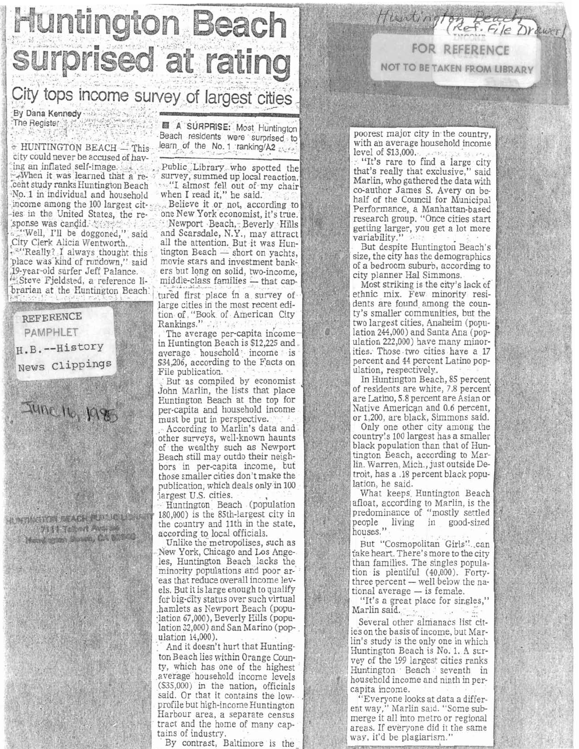# Huntington Beach surprised at rating

## City tops income survey of largest cities

By Dana Kennedy
The Register

**A SURPRISE:** Most Huntington Beach residents were surprised to learn of the No. 1 ranking/A2

HUNTINGTON BEACH — This city could never be accused of having an inflated self-image.

When it was learned that a recent study ranks Huntington Beach No. 1 in individual and household income among the 100 largest cities in the United States, the response was candid.

"Well, I'll be doggoned," said City Clerk Alicia Wentworth.

"Really? I always thought this place was kind of rundown," said 19-year-old surfer Jeff Palance.

Steve Fjeldsted, a reference librarian at the Huntington Beach Public Library who spotted the survey, summed up local reaction.

"I almost fell out of my chair when I read it," he said.

Believe it or not, according to one New York economist, it's true.

Newport Beach, Beverly Hills and Scarsdale, N.Y., may attract all the attention. But it was Huntington Beach — short on yachts, movie stars and investment bankers but long on solid, two-income, middle-class families — that captured first place in a survey of large cities in the most recent edition of "Book of American City Rankings."

The average per-capita income in Huntington Beach is $12,225 and average household income is $34,206, according to the Facts on File publication.

But as compiled by economist John Marlin, the lists that place Huntington Beach at the top for per-capita and household income must be put in perspective.

According to Marlin's data and other surveys, well-known haunts of the wealthy such as Newport Beach still may outdo their neighbors in per-capita income, but those smaller cities don't make the publication, which deals only in 100 largest U.S. cities.

Huntington Beach (population 180,000) is the 85th-largest city in the country and 11th in the state, according to local officials.

Unlike the metropolises, such as New York, Chicago and Los Angeles, Huntington Beach lacks the minority populations and poor areas that reduce overall income levels. But it is large enough to qualify for big-city status over such virtual hamlets as Newport Beach (population 67,000), Beverly Hills (population 32,000) and San Marino (population 14,000).

And it doesn't hurt that Huntington Beach lies within Orange County, which has one of the highest average household income levels ($35,000) in the nation, officials said. Or that it contains the low-profile but high-income Huntington Harbour area, a separate census tract and the home of many captains of industry.

By contrast, Baltimore is the poorest major city in the country, with an average household income level of $13,000.

"It's rare to find a large city that's really that exclusive," said Marlin, who gathered the data with co-author James S. Avery on behalf of the Council for Municipal Performance, a Manhattan-based research group. "Once cities start getting larger, you get a lot more variability."

But despite Huntington Beach's size, the city has the demographics of a bedroom suburb, according to city planner Hal Simmons.

Most striking is the city's lack of ethnic mix. Few minority residents are found among the county's smaller communities, but the two largest cities, Anaheim (population 244,000) and Santa Ana (population 222,000) have many minorities. Those two cities have a 17 percent and 44 percent Latino population, respectively.

In Huntington Beach, 85 percent of residents are white, 7.8 percent are Latino, 5.8 percent are Asian or Native American and 0.6 percent, or 1,200, are black, Simmons said.

Only one other city among the country's 100 largest has a smaller black population than that of Huntington Beach, according to Marlin. Warren, Mich., just outside Detroit, has a .18 percent black population, he said.

What keeps Huntington Beach afloat, according to Marlin, is the predominance of "mostly settled people living in good-sized houses."

But "Cosmopolitan Girls" can take heart. There's more to the city than families. The singles population is plentiful (40,000). Forty-three percent — well below the national average — is female.

"It's a great place for singles," Marlin said.

Several other almanacs list cities on the basis of income, but Marlin's study is the only one in which Huntington Beach is No. 1. A survey of the 199 largest cities ranks Huntington Beach seventh in household income and ninth in per-capita income.

"Everyone looks at data a different way," Marlin said. "Some submerge it all into metro or regional areas. If everyone did it the same way, it'd be plagiarism."

Huntington Beach (Ref. File Drawer)

FOR REFERENCE
NOT TO BE TAKEN FROM LIBRARY

REFERENCE
PAMPHLET
H.B.--History
News Clippings

June 16, 1985

HUNTINGTON BEACH PUBLIC LIBRARY
7111 Talbert Avenue
Huntington Beach, CA 92648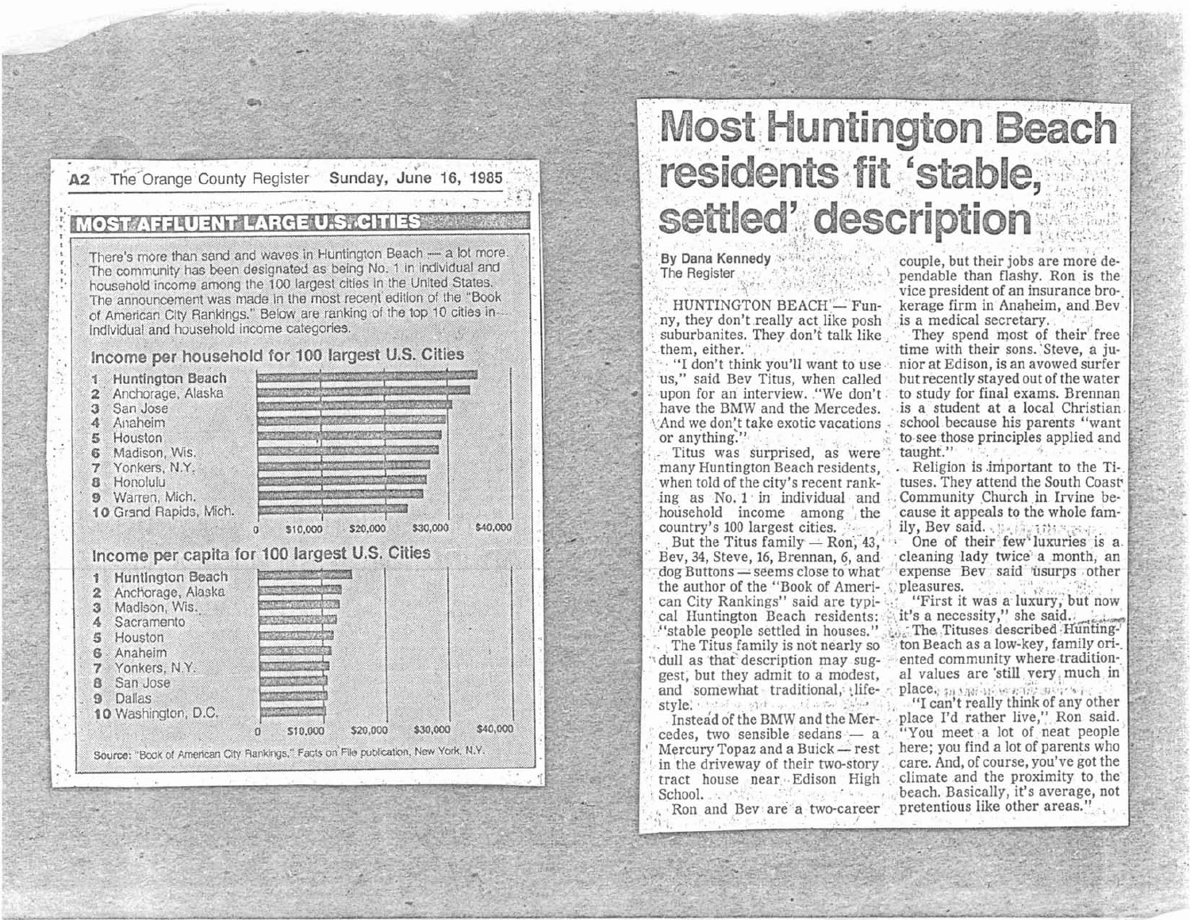A2 The Orange County Register Sunday, June 16, 1985

## MOST AFFLUENT LARGE U.S. CITIES

There's more than sand and waves in Huntington Beach — a lot more. The community has been designated as being No. 1 in individual and household income among the 100 largest cities in the United States. The announcement was made in the most recent edition of the "Book of American City Rankings." Below are ranking of the top 10 cities in individual and household income categories.

### Income per household for 100 largest U.S. Cities

1 Huntington Beach
2 Anchorage, Alaska
3 San Jose
4 Anaheim
5 Houston
6 Madison, Wis.
7 Yonkers, N.Y.
8 Honolulu
9 Warren, Mich.
10 Grand Rapids, Mich.

0 $10,000 $20,000 $30,000 $40,000

### Income per capita for 100 largest U.S. Cities

1 Huntington Beach
2 Anchorage, Alaska
3 Madison, Wis.
4 Sacramento
5 Houston
6 Anaheim
7 Yonkers, N.Y.
8 San Jose
9 Dallas
10 Washington, D.C.

0 $10,000 $20,000 $30,000 $40,000

Source: "Book of American City Rankings," Facts on File publication, New York, N.Y.

# Most Huntington Beach residents fit 'stable, settled' description

By Dana Kennedy
The Register

HUNTINGTON BEACH — Funny, they don't really act like posh suburbanites. They don't talk like them, either.

"I don't think you'll want to use us," said Bev Titus, when called upon for an interview. "We don't have the BMW and the Mercedes. And we don't take exotic vacations or anything."

Titus was surprised, as were many Huntington Beach residents, when told of the city's recent ranking as No. 1 in individual and household income among the country's 100 largest cities.

But the Titus family — Ron, 43, Bev, 34, Steve, 16, Brennan, 6, and dog Buttons — seems close to what the author of the "Book of American City Rankings" said are typical Huntington Beach residents: "stable people settled in houses."

The Titus family is not nearly so dull as that description may suggest, but they admit to a modest, and somewhat traditional, lifestyle.

Instead of the BMW and the Mercedes, two sensible sedans — a Mercury Topaz and a Buick — rest in the driveway of their two-story tract house near Edison High School.

Ron and Bev are a two-career couple, but their jobs are more dependable than flashy. Ron is the vice president of an insurance brokerage firm in Anaheim, and Bev is a medical secretary.

They spend most of their free time with their sons. Steve, a junior at Edison, is an avowed surfer but recently stayed out of the water to study for final exams. Brennan is a student at a local Christian school because his parents "want to see those principles applied and taught."

Religion is important to the Tituses. They attend the South Coast Community Church in Irvine because it appeals to the whole family, Bev said.

One of their few luxuries is a cleaning lady twice a month, an expense Bev said usurps other pleasures.

"First it was a luxury, but now it's a necessity," she said.

The Tituses described Huntington Beach as a low-key, family oriented community where traditional values are still very much in place.

"I can't really think of any other place I'd rather live," Ron said. "You meet a lot of neat people here; you find a lot of parents who care. And, of course, you've got the climate and the proximity to the beach. Basically, it's average, not pretentious like other areas."